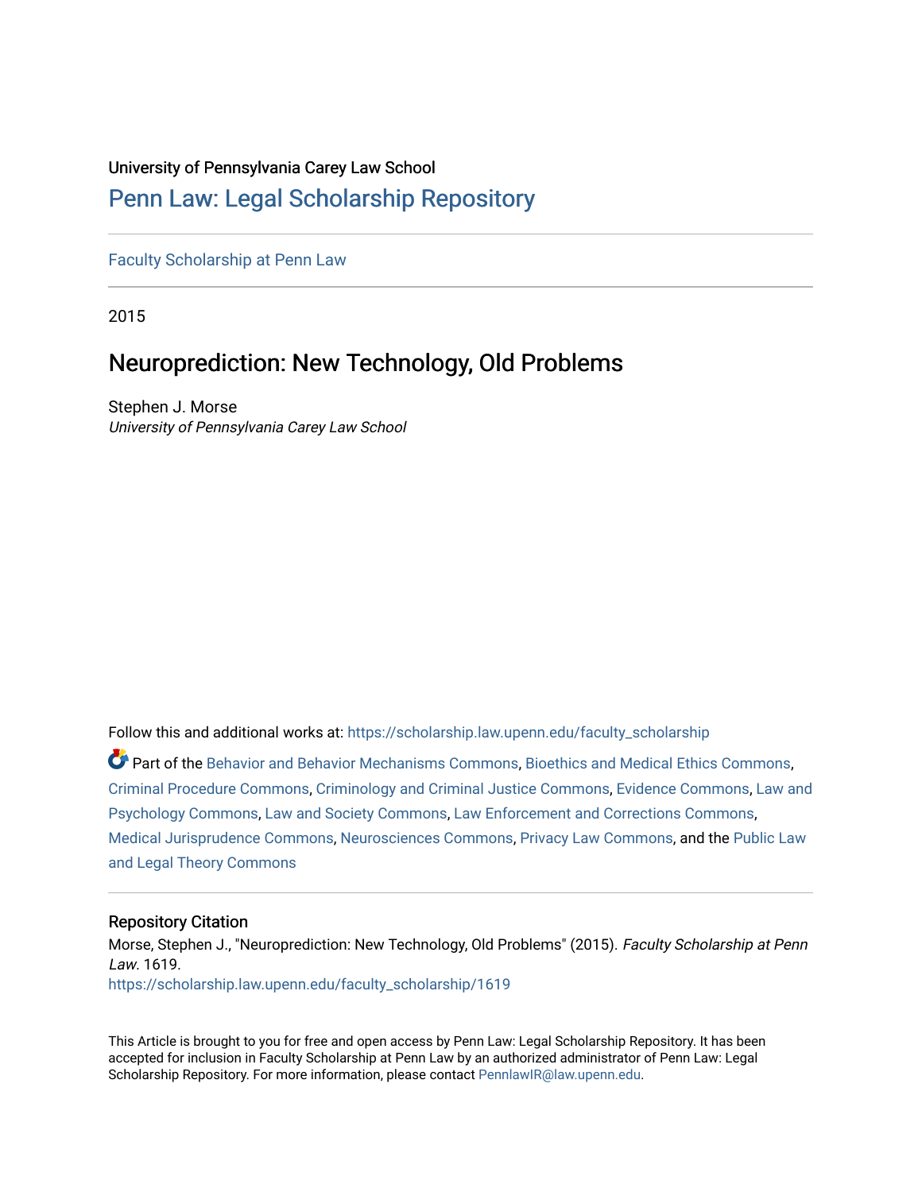University of Pennsylvania Carey Law School

## Penn Law: Legal Scholarship Repository

Faculty Scholarship at Penn Law

2015

# Neuroprediction: New Technology, Old Problems

Stephen J. Morse
*University of Pennsylvania Carey Law School*

Follow this and additional works at: https://scholarship.law.upenn.edu/faculty_scholarship

Part of the Behavior and Behavior Mechanisms Commons, Bioethics and Medical Ethics Commons, Criminal Procedure Commons, Criminology and Criminal Justice Commons, Evidence Commons, Law and Psychology Commons, Law and Society Commons, Law Enforcement and Corrections Commons, Medical Jurisprudence Commons, Neurosciences Commons, Privacy Law Commons, and the Public Law and Legal Theory Commons

### Repository Citation

Morse, Stephen J., "Neuroprediction: New Technology, Old Problems" (2015). *Faculty Scholarship at Penn Law*. 1619.
https://scholarship.law.upenn.edu/faculty_scholarship/1619

This Article is brought to you for free and open access by Penn Law: Legal Scholarship Repository. It has been accepted for inclusion in Faculty Scholarship at Penn Law by an authorized administrator of Penn Law: Legal Scholarship Repository. For more information, please contact PennlawIR@law.upenn.edu.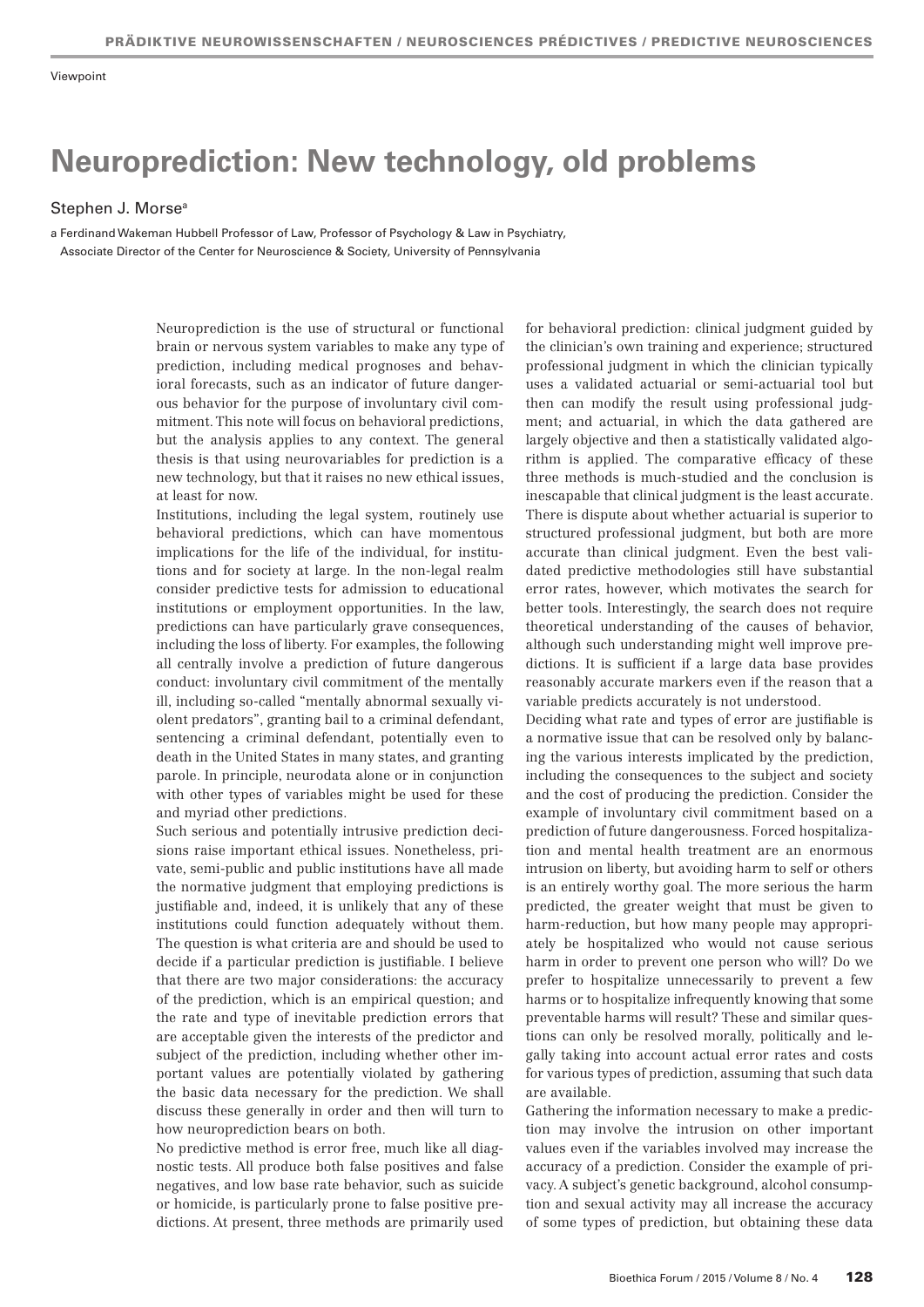Viewpoint

# Neuroprediction: New technology, old problems

Stephen J. Morse[a]

[a] Ferdinand Wakeman Hubbell Professor of Law, Professor of Psychology & Law in Psychiatry, Associate Director of the Center for Neuroscience & Society, University of Pennsylvania

Neuroprediction is the use of structural or functional brain or nervous system variables to make any type of prediction, including medical prognoses and behavioral forecasts, such as an indicator of future dangerous behavior for the purpose of involuntary civil commitment. This note will focus on behavioral predictions, but the analysis applies to any context. The general thesis is that using neurovariables for prediction is a new technology, but that it raises no new ethical issues, at least for now.

Institutions, including the legal system, routinely use behavioral predictions, which can have momentous implications for the life of the individual, for institutions and for society at large. In the non-legal realm consider predictive tests for admission to educational institutions or employment opportunities. In the law, predictions can have particularly grave consequences, including the loss of liberty. For examples, the following all centrally involve a prediction of future dangerous conduct: involuntary civil commitment of the mentally ill, including so-called "mentally abnormal sexually violent predators", granting bail to a criminal defendant, sentencing a criminal defendant, potentially even to death in the United States in many states, and granting parole. In principle, neurodata alone or in conjunction with other types of variables might be used for these and myriad other predictions.

Such serious and potentially intrusive prediction decisions raise important ethical issues. Nonetheless, private, semi-public and public institutions have all made the normative judgment that employing predictions is justifiable and, indeed, it is unlikely that any of these institutions could function adequately without them. The question is what criteria are and should be used to decide if a particular prediction is justifiable. I believe that there are two major considerations: the accuracy of the prediction, which is an empirical question; and the rate and type of inevitable prediction errors that are acceptable given the interests of the predictor and subject of the prediction, including whether other important values are potentially violated by gathering the basic data necessary for the prediction. We shall discuss these generally in order and then will turn to how neuroprediction bears on both.

No predictive method is error free, much like all diagnostic tests. All produce both false positives and false negatives, and low base rate behavior, such as suicide or homicide, is particularly prone to false positive predictions. At present, three methods are primarily used for behavioral prediction: clinical judgment guided by the clinician's own training and experience; structured professional judgment in which the clinician typically uses a validated actuarial or semi-actuarial tool but then can modify the result using professional judgment; and actuarial, in which the data gathered are largely objective and then a statistically validated algorithm is applied. The comparative efficacy of these three methods is much-studied and the conclusion is inescapable that clinical judgment is the least accurate. There is dispute about whether actuarial is superior to structured professional judgment, but both are more accurate than clinical judgment. Even the best validated predictive methodologies still have substantial error rates, however, which motivates the search for better tools. Interestingly, the search does not require theoretical understanding of the causes of behavior, although such understanding might well improve predictions. It is sufficient if a large data base provides reasonably accurate markers even if the reason that a variable predicts accurately is not understood.

Deciding what rate and types of error are justifiable is a normative issue that can be resolved only by balancing the various interests implicated by the prediction, including the consequences to the subject and society and the cost of producing the prediction. Consider the example of involuntary civil commitment based on a prediction of future dangerousness. Forced hospitalization and mental health treatment are an enormous intrusion on liberty, but avoiding harm to self or others is an entirely worthy goal. The more serious the harm predicted, the greater weight that must be given to harm-reduction, but how many people may appropriately be hospitalized who would not cause serious harm in order to prevent one person who will? Do we prefer to hospitalize unnecessarily to prevent a few harms or to hospitalize infrequently knowing that some preventable harms will result? These and similar questions can only be resolved morally, politically and legally taking into account actual error rates and costs for various types of prediction, assuming that such data are available.

Gathering the information necessary to make a prediction may involve the intrusion on other important values even if the variables involved may increase the accuracy of a prediction. Consider the example of privacy. A subject's genetic background, alcohol consumption and sexual activity may all increase the accuracy of some types of prediction, but obtaining these data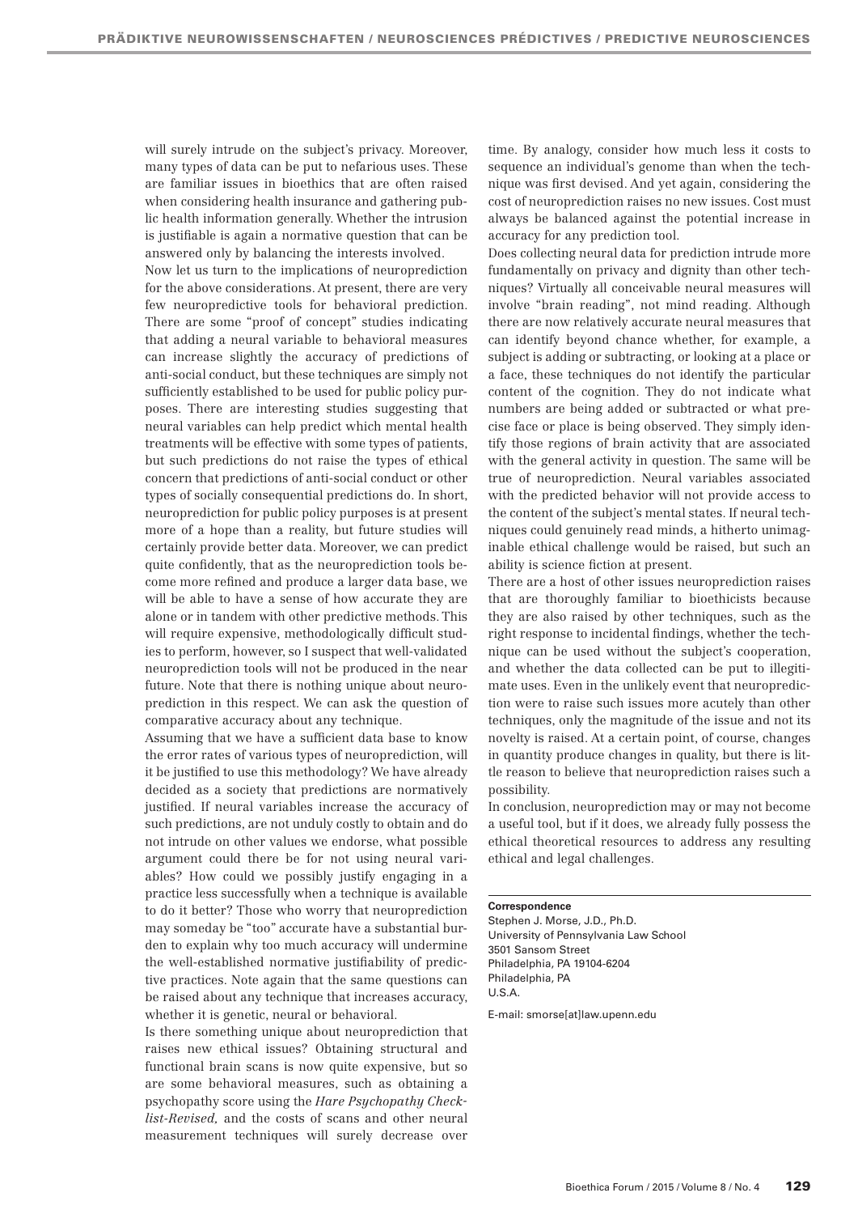will surely intrude on the subject's privacy. Moreover, many types of data can be put to nefarious uses. These are familiar issues in bioethics that are often raised when considering health insurance and gathering public health information generally. Whether the intrusion is justifiable is again a normative question that can be answered only by balancing the interests involved.

Now let us turn to the implications of neuroprediction for the above considerations. At present, there are very few neuropredictive tools for behavioral prediction. There are some "proof of concept" studies indicating that adding a neural variable to behavioral measures can increase slightly the accuracy of predictions of anti-social conduct, but these techniques are simply not sufficiently established to be used for public policy purposes. There are interesting studies suggesting that neural variables can help predict which mental health treatments will be effective with some types of patients, but such predictions do not raise the types of ethical concern that predictions of anti-social conduct or other types of socially consequential predictions do. In short, neuroprediction for public policy purposes is at present more of a hope than a reality, but future studies will certainly provide better data. Moreover, we can predict quite confidently, that as the neuroprediction tools become more refined and produce a larger data base, we will be able to have a sense of how accurate they are alone or in tandem with other predictive methods. This will require expensive, methodologically difficult studies to perform, however, so I suspect that well-validated neuroprediction tools will not be produced in the near future. Note that there is nothing unique about neuroprediction in this respect. We can ask the question of comparative accuracy about any technique.

Assuming that we have a sufficient data base to know the error rates of various types of neuroprediction, will it be justified to use this methodology? We have already decided as a society that predictions are normatively justified. If neural variables increase the accuracy of such predictions, are not unduly costly to obtain and do not intrude on other values we endorse, what possible argument could there be for not using neural variables? How could we possibly justify engaging in a practice less successfully when a technique is available to do it better? Those who worry that neuroprediction may someday be "too" accurate have a substantial burden to explain why too much accuracy will undermine the well-established normative justifiability of predictive practices. Note again that the same questions can be raised about any technique that increases accuracy, whether it is genetic, neural or behavioral.

Is there something unique about neuroprediction that raises new ethical issues? Obtaining structural and functional brain scans is now quite expensive, but so are some behavioral measures, such as obtaining a psychopathy score using the *Hare Psychopathy Checklist-Revised,* and the costs of scans and other neural measurement techniques will surely decrease over time. By analogy, consider how much less it costs to sequence an individual's genome than when the technique was first devised. And yet again, considering the cost of neuroprediction raises no new issues. Cost must always be balanced against the potential increase in accuracy for any prediction tool.

Does collecting neural data for prediction intrude more fundamentally on privacy and dignity than other techniques? Virtually all conceivable neural measures will involve "brain reading", not mind reading. Although there are now relatively accurate neural measures that can identify beyond chance whether, for example, a subject is adding or subtracting, or looking at a place or a face, these techniques do not identify the particular content of the cognition. They do not indicate what numbers are being added or subtracted or what precise face or place is being observed. They simply identify those regions of brain activity that are associated with the general activity in question. The same will be true of neuroprediction. Neural variables associated with the predicted behavior will not provide access to the content of the subject's mental states. If neural techniques could genuinely read minds, a hitherto unimaginable ethical challenge would be raised, but such an ability is science fiction at present.

There are a host of other issues neuroprediction raises that are thoroughly familiar to bioethicists because they are also raised by other techniques, such as the right response to incidental findings, whether the technique can be used without the subject's cooperation, and whether the data collected can be put to illegitimate uses. Even in the unlikely event that neuroprediction were to raise such issues more acutely than other techniques, only the magnitude of the issue and not its novelty is raised. At a certain point, of course, changes in quantity produce changes in quality, but there is little reason to believe that neuroprediction raises such a possibility.

In conclusion, neuroprediction may or may not become a useful tool, but if it does, we already fully possess the ethical theoretical resources to address any resulting ethical and legal challenges.

**Correspondence**

Stephen J. Morse, J.D., Ph.D.
University of Pennsylvania Law School
3501 Sansom Street
Philadelphia, PA 19104-6204
Philadelphia, PA
U.S.A.

E-mail: smorse[at]law.upenn.edu